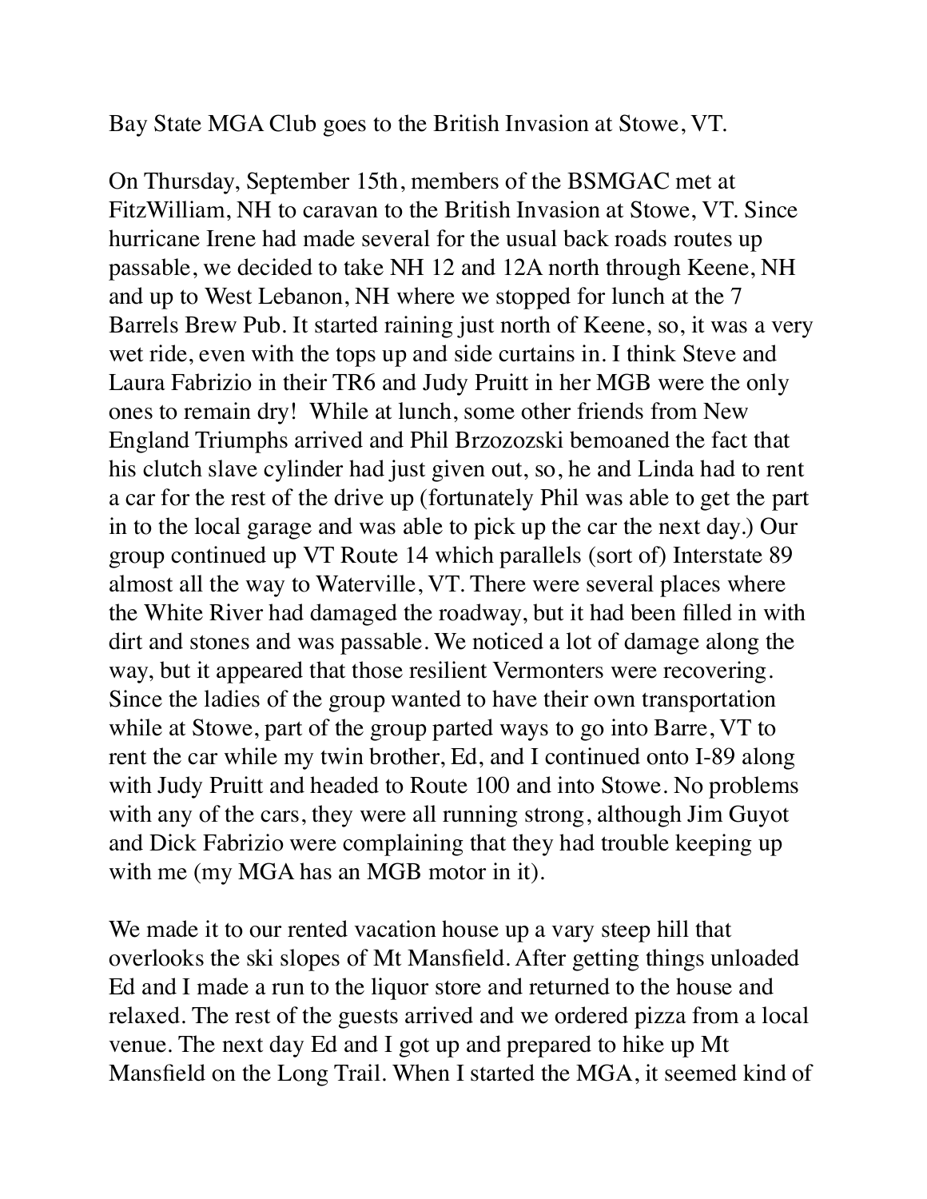Bay State MGA Club goes to the British Invasion at Stowe, VT.

On Thursday, September 15th, members of the BSMGAC met at FitzWilliam, NH to caravan to the British Invasion at Stowe, VT. Since hurricane Irene had made several for the usual back roads routes up passable, we decided to take NH 12 and 12A north through Keene, NH and up to West Lebanon, NH where we stopped for lunch at the 7 Barrels Brew Pub. It started raining just north of Keene, so, it was a very wet ride, even with the tops up and side curtains in. I think Steve and Laura Fabrizio in their TR6 and Judy Pruitt in her MGB were the only ones to remain dry! While at lunch, some other friends from New England Triumphs arrived and Phil Brzozozski bemoaned the fact that his clutch slave cylinder had just given out, so, he and Linda had to rent a car for the rest of the drive up (fortunately Phil was able to get the part in to the local garage and was able to pick up the car the next day.) Our group continued up VT Route 14 which parallels (sort of) Interstate 89 almost all the way to Waterville, VT. There were several places where the White River had damaged the roadway, but it had been filled in with dirt and stones and was passable. We noticed a lot of damage along the way, but it appeared that those resilient Vermonters were recovering. Since the ladies of the group wanted to have their own transportation while at Stowe, part of the group parted ways to go into Barre, VT to rent the car while my twin brother, Ed, and I continued onto I-89 along with Judy Pruitt and headed to Route 100 and into Stowe. No problems with any of the cars, they were all running strong, although Jim Guyot and Dick Fabrizio were complaining that they had trouble keeping up with me (my MGA has an MGB motor in it).

We made it to our rented vacation house up a vary steep hill that overlooks the ski slopes of Mt Mansfield. After getting things unloaded Ed and I made a run to the liquor store and returned to the house and relaxed. The rest of the guests arrived and we ordered pizza from a local venue. The next day Ed and I got up and prepared to hike up Mt Mansfield on the Long Trail. When I started the MGA, it seemed kind of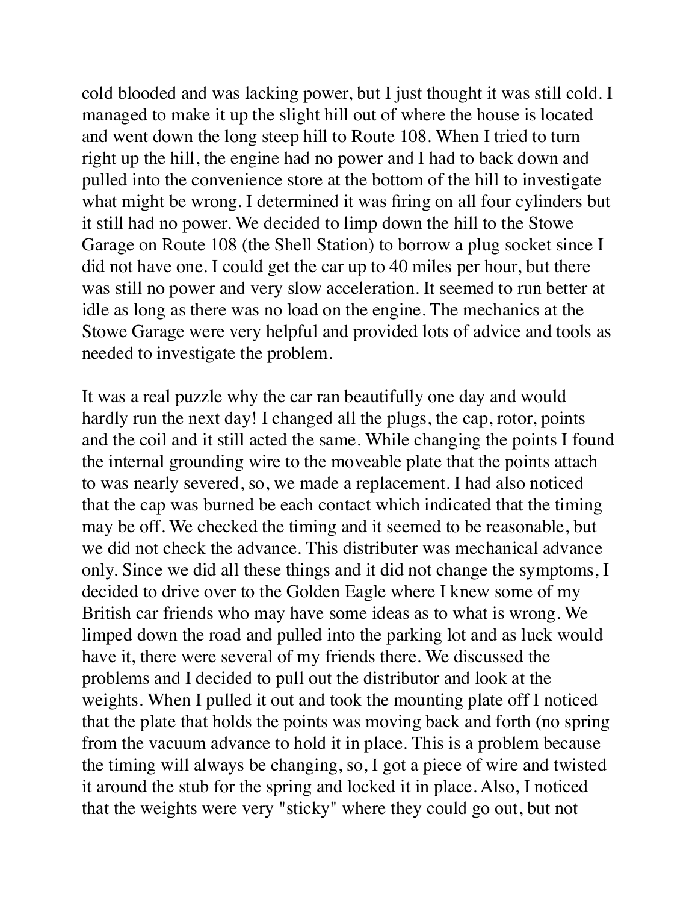cold blooded and was lacking power, but I just thought it was still cold. I managed to make it up the slight hill out of where the house is located and went down the long steep hill to Route 108. When I tried to turn right up the hill, the engine had no power and I had to back down and pulled into the convenience store at the bottom of the hill to investigate what might be wrong. I determined it was firing on all four cylinders but it still had no power. We decided to limp down the hill to the Stowe Garage on Route 108 (the Shell Station) to borrow a plug socket since I did not have one. I could get the car up to 40 miles per hour, but there was still no power and very slow acceleration. It seemed to run better at idle as long as there was no load on the engine. The mechanics at the Stowe Garage were very helpful and provided lots of advice and tools as needed to investigate the problem.

It was a real puzzle why the car ran beautifully one day and would hardly run the next day! I changed all the plugs, the cap, rotor, points and the coil and it still acted the same. While changing the points I found the internal grounding wire to the moveable plate that the points attach to was nearly severed, so, we made a replacement. I had also noticed that the cap was burned be each contact which indicated that the timing may be off. We checked the timing and it seemed to be reasonable, but we did not check the advance. This distributer was mechanical advance only. Since we did all these things and it did not change the symptoms, I decided to drive over to the Golden Eagle where I knew some of my British car friends who may have some ideas as to what is wrong. We limped down the road and pulled into the parking lot and as luck would have it, there were several of my friends there. We discussed the problems and I decided to pull out the distributor and look at the weights. When I pulled it out and took the mounting plate off I noticed that the plate that holds the points was moving back and forth (no spring from the vacuum advance to hold it in place. This is a problem because the timing will always be changing, so, I got a piece of wire and twisted it around the stub for the spring and locked it in place. Also, I noticed that the weights were very "sticky" where they could go out, but not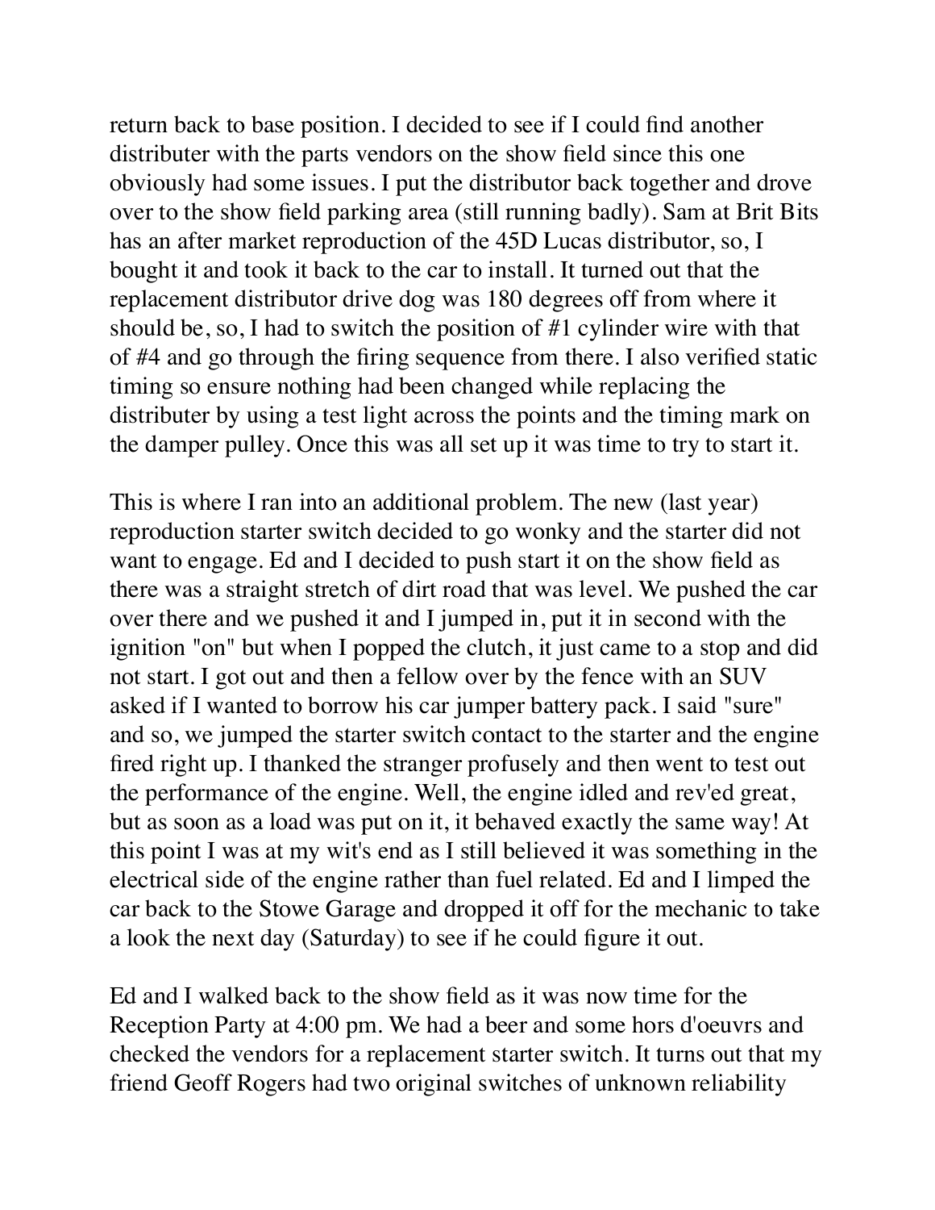return back to base position. I decided to see if I could find another distributer with the parts vendors on the show field since this one obviously had some issues. I put the distributor back together and drove over to the show field parking area (still running badly). Sam at Brit Bits has an after market reproduction of the 45D Lucas distributor, so, I bought it and took it back to the car to install. It turned out that the replacement distributor drive dog was 180 degrees off from where it should be, so, I had to switch the position of #1 cylinder wire with that of #4 and go through the firing sequence from there. I also verified static timing so ensure nothing had been changed while replacing the distributer by using a test light across the points and the timing mark on the damper pulley. Once this was all set up it was time to try to start it.

This is where I ran into an additional problem. The new (last year) reproduction starter switch decided to go wonky and the starter did not want to engage. Ed and I decided to push start it on the show field as there was a straight stretch of dirt road that was level. We pushed the car over there and we pushed it and I jumped in, put it in second with the ignition "on" but when I popped the clutch, it just came to a stop and did not start. I got out and then a fellow over by the fence with an SUV asked if I wanted to borrow his car jumper battery pack. I said "sure" and so, we jumped the starter switch contact to the starter and the engine fired right up. I thanked the stranger profusely and then went to test out the performance of the engine. Well, the engine idled and rev'ed great, but as soon as a load was put on it, it behaved exactly the same way! At this point I was at my wit's end as I still believed it was something in the electrical side of the engine rather than fuel related. Ed and I limped the car back to the Stowe Garage and dropped it off for the mechanic to take a look the next day (Saturday) to see if he could figure it out.

Ed and I walked back to the show field as it was now time for the Reception Party at 4:00 pm. We had a beer and some hors d'oeuvrs and checked the vendors for a replacement starter switch. It turns out that my friend Geoff Rogers had two original switches of unknown reliability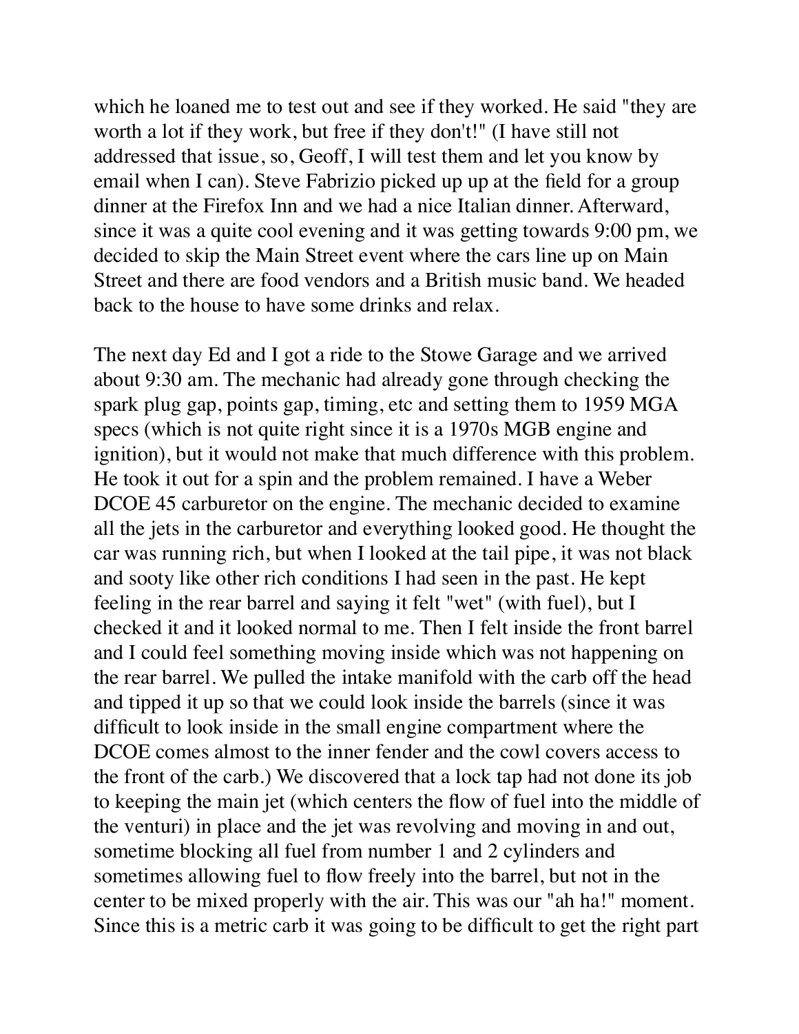which he loaned me to test out and see if they worked. He said "they are worth a lot if they work, but free if they don't!" (I have still not addressed that issue, so, Geoff, I will test them and let you know by email when I can). Steve Fabrizio picked up up at the field for a group dinner at the Firefox Inn and we had a nice Italian dinner. Afterward, since it was a quite cool evening and it was getting towards 9:00 pm, we decided to skip the Main Street event where the cars line up on Main Street and there are food vendors and a British music band. We headed back to the house to have some drinks and relax.

The next day Ed and I got a ride to the Stowe Garage and we arrived about 9:30 am. The mechanic had already gone through checking the spark plug gap, points gap, timing, etc and setting them to 1959 MGA specs (which is not quite right since it is a 1970s MGB engine and ignition), but it would not make that much difference with this problem. He took it out for a spin and the problem remained. I have a Weber DCOE 45 carburetor on the engine. The mechanic decided to examine all the jets in the carburetor and everything looked good. He thought the car was running rich, but when I looked at the tail pipe, it was not black and sooty like other rich conditions I had seen in the past. He kept feeling in the rear barrel and saying it felt "wet" (with fuel), but I checked it and it looked normal to me. Then I felt inside the front barrel and I could feel something moving inside which was not happening on the rear barrel. We pulled the intake manifold with the carb off the head and tipped it up so that we could look inside the barrels (since it was difficult to look inside in the small engine compartment where the DCOE comes almost to the inner fender and the cowl covers access to the front of the carb.) We discovered that a lock tap had not done its job to keeping the main jet (which centers the flow of fuel into the middle of the venturi) in place and the jet was revolving and moving in and out, sometime blocking all fuel from number 1 and 2 cylinders and sometimes allowing fuel to flow freely into the barrel, but not in the center to be mixed properly with the air. This was our "ah ha!" moment. Since this is a metric carb it was going to be difficult to get the right part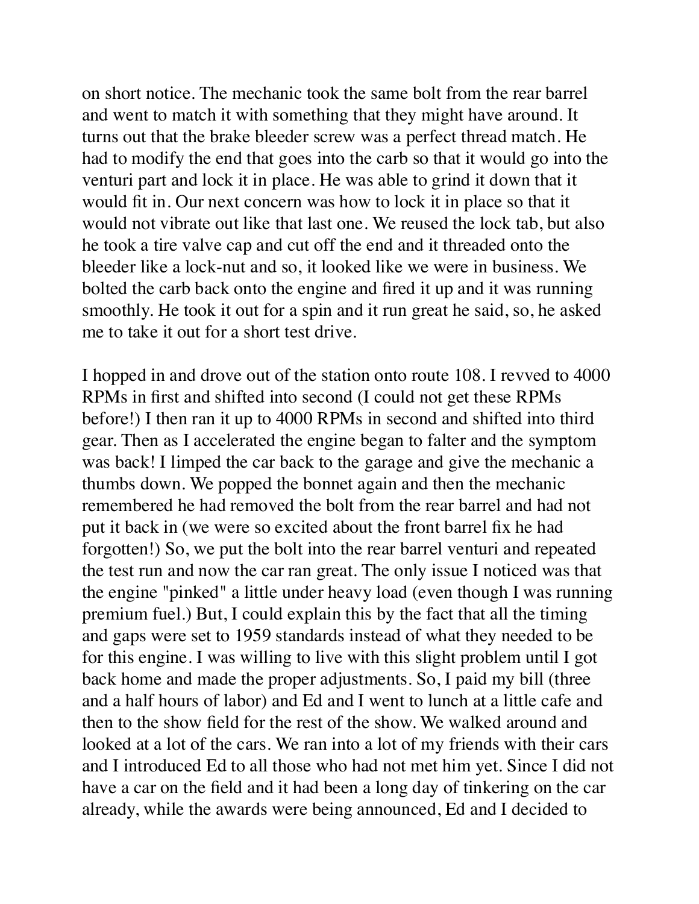on short notice. The mechanic took the same bolt from the rear barrel and went to match it with something that they might have around. It turns out that the brake bleeder screw was a perfect thread match. He had to modify the end that goes into the carb so that it would go into the venturi part and lock it in place. He was able to grind it down that it would fit in. Our next concern was how to lock it in place so that it would not vibrate out like that last one. We reused the lock tab, but also he took a tire valve cap and cut off the end and it threaded onto the bleeder like a lock-nut and so, it looked like we were in business. We bolted the carb back onto the engine and fired it up and it was running smoothly. He took it out for a spin and it run great he said, so, he asked me to take it out for a short test drive.

I hopped in and drove out of the station onto route 108. I revved to 4000 RPMs in first and shifted into second (I could not get these RPMs before!) I then ran it up to 4000 RPMs in second and shifted into third gear. Then as I accelerated the engine began to falter and the symptom was back! I limped the car back to the garage and give the mechanic a thumbs down. We popped the bonnet again and then the mechanic remembered he had removed the bolt from the rear barrel and had not put it back in (we were so excited about the front barrel fix he had forgotten!) So, we put the bolt into the rear barrel venturi and repeated the test run and now the car ran great. The only issue I noticed was that the engine "pinked" a little under heavy load (even though I was running premium fuel.) But, I could explain this by the fact that all the timing and gaps were set to 1959 standards instead of what they needed to be for this engine. I was willing to live with this slight problem until I got back home and made the proper adjustments. So, I paid my bill (three and a half hours of labor) and Ed and I went to lunch at a little cafe and then to the show field for the rest of the show. We walked around and looked at a lot of the cars. We ran into a lot of my friends with their cars and I introduced Ed to all those who had not met him yet. Since I did not have a car on the field and it had been a long day of tinkering on the car already, while the awards were being announced, Ed and I decided to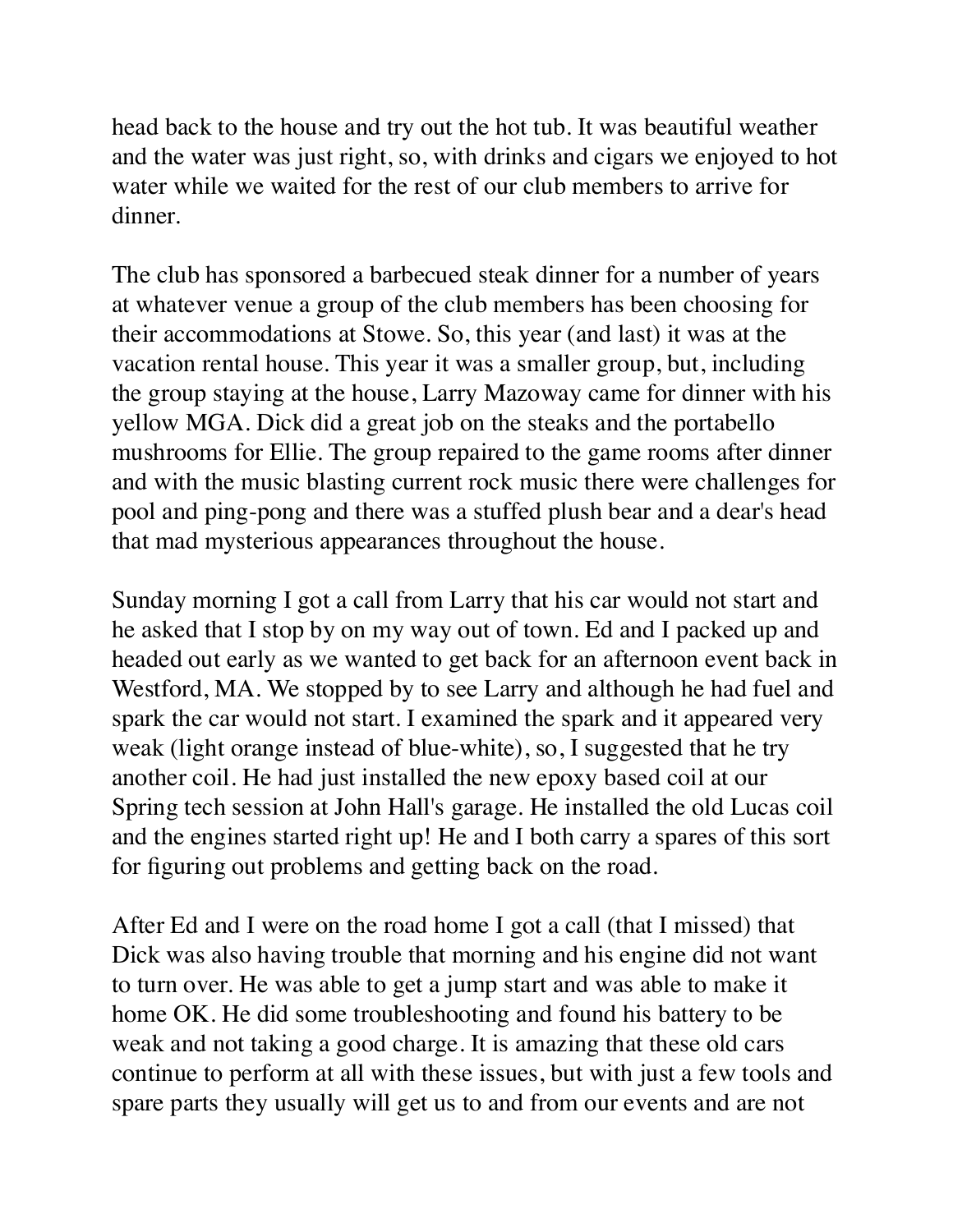head back to the house and try out the hot tub. It was beautiful weather and the water was just right, so, with drinks and cigars we enjoyed to hot water while we waited for the rest of our club members to arrive for dinner.

The club has sponsored a barbecued steak dinner for a number of years at whatever venue a group of the club members has been choosing for their accommodations at Stowe. So, this year (and last) it was at the vacation rental house. This year it was a smaller group, but, including the group staying at the house, Larry Mazoway came for dinner with his yellow MGA. Dick did a great job on the steaks and the portabello mushrooms for Ellie. The group repaired to the game rooms after dinner and with the music blasting current rock music there were challenges for pool and ping-pong and there was a stuffed plush bear and a dear's head that mad mysterious appearances throughout the house.

Sunday morning I got a call from Larry that his car would not start and he asked that I stop by on my way out of town. Ed and I packed up and headed out early as we wanted to get back for an afternoon event back in Westford, MA. We stopped by to see Larry and although he had fuel and spark the car would not start. I examined the spark and it appeared very weak (light orange instead of blue-white), so, I suggested that he try another coil. He had just installed the new epoxy based coil at our Spring tech session at John Hall's garage. He installed the old Lucas coil and the engines started right up! He and I both carry a spares of this sort for figuring out problems and getting back on the road.

After Ed and I were on the road home I got a call (that I missed) that Dick was also having trouble that morning and his engine did not want to turn over. He was able to get a jump start and was able to make it home OK. He did some troubleshooting and found his battery to be weak and not taking a good charge. It is amazing that these old cars continue to perform at all with these issues, but with just a few tools and spare parts they usually will get us to and from our events and are not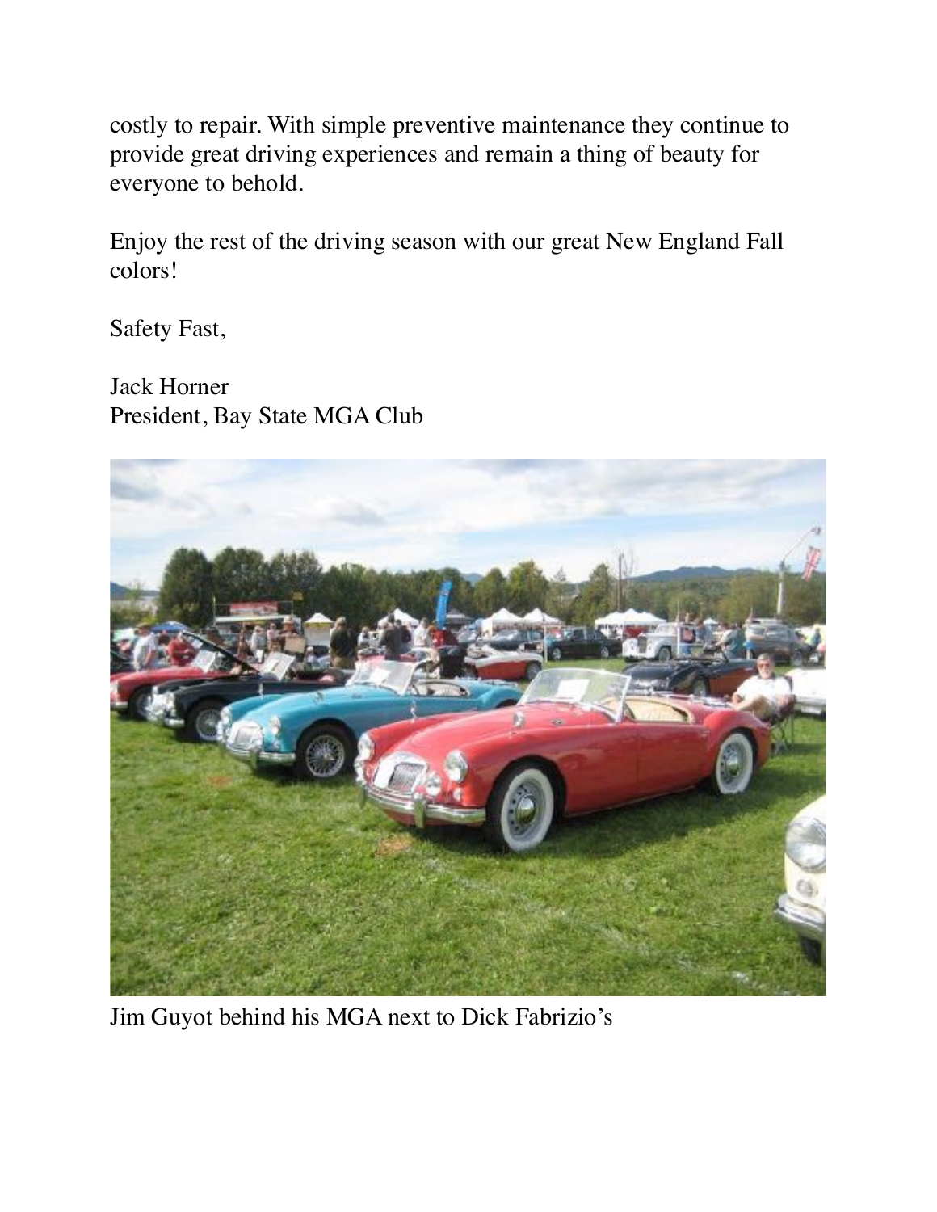costly to repair. With simple preventive maintenance they continue to provide great driving experiences and remain a thing of beauty for everyone to behold.

Enjoy the rest of the driving season with our great New England Fall colors!

Safety Fast,

Jack Horner
President, Bay State MGA Club

Jim Guyot behind his MGA next to Dick Fabrizio's